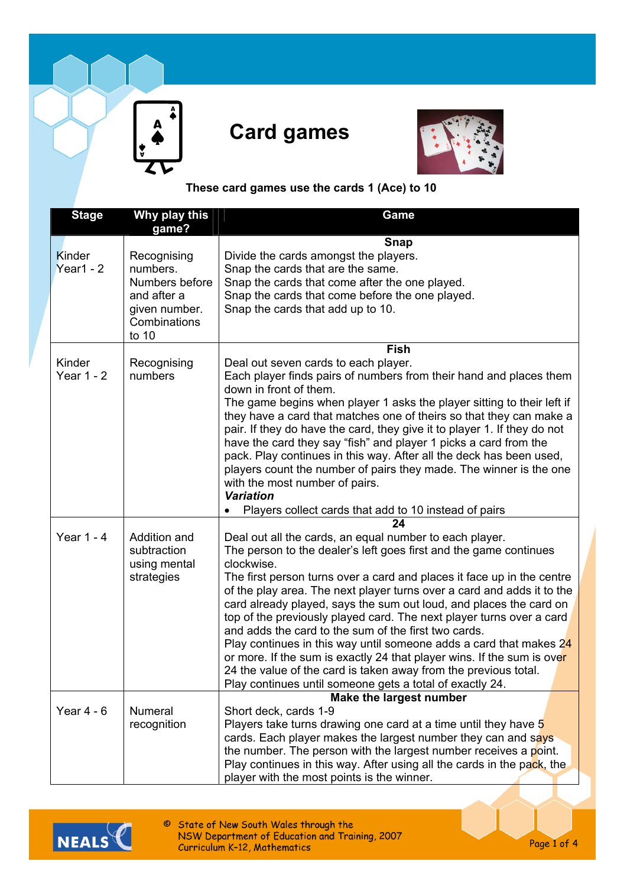# Card games

**These card games use the cards 1 (Ace) to 10**

| Stage | Why play this game? | Game |
|---|---|---|
| Kinder Year1 - 2 | Recognising numbers. Numbers before and after a given number. Combinations to 10 | **Snap**<br>Divide the cards amongst the players.<br>Snap the cards that are the same.<br>Snap the cards that come after the one played.<br>Snap the cards that come before the one played.<br>Snap the cards that add up to 10. |
| Kinder Year 1 - 2 | Recognising numbers | **Fish**<br>Deal out seven cards to each player.<br>Each player finds pairs of numbers from their hand and places them down in front of them.<br>The game begins when player 1 asks the player sitting to their left if they have a card that matches one of theirs so that they can make a pair. If they do have the card, they give it to player 1. If they do not have the card they say "fish" and player 1 picks a card from the pack. Play continues in this way. After all the deck has been used, players count the number of pairs they made. The winner is the one with the most number of pairs.<br>***Variation***<br>• Players collect cards that add to 10 instead of pairs |
| Year 1 - 4 | Addition and subtraction using mental strategies | **24**<br>Deal out all the cards, an equal number to each player.<br>The person to the dealer's left goes first and the game continues clockwise.<br>The first person turns over a card and places it face up in the centre of the play area. The next player turns over a card and adds it to the card already played, says the sum out loud, and places the card on top of the previously played card. The next player turns over a card and adds the card to the sum of the first two cards.<br>Play continues in this way until someone adds a card that makes 24 or more. If the sum is exactly 24 that player wins. If the sum is over 24 the value of the card is taken away from the previous total.<br>Play continues until someone gets a total of exactly 24. |
| Year 4 - 6 | Numeral recognition | **Make the largest number**<br>Short deck, cards 1-9<br>Players take turns drawing one card at a time until they have 5 cards. Each player makes the largest number they can and says the number. The person with the largest number receives a point. Play continues in this way. After using all the cards in the pack, the player with the most points is the winner. |

© State of New South Wales through the NSW Department of Education and Training, 2007 Curriculum K-12, Mathematics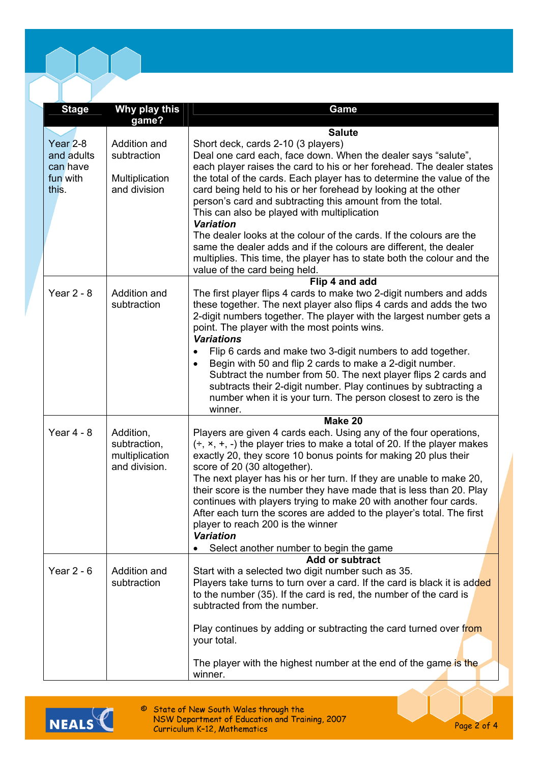| Stage | Why play this game? | Game |
|---|---|---|
| Year 2-8 and adults can have fun with this. | Addition and subtraction<br><br>Multiplication and division | **Salute**<br>Short deck, cards 2-10 (3 players)<br>Deal one card each, face down. When the dealer says “salute”, each player raises the card to his or her forehead. The dealer states the total of the cards. Each player has to determine the value of the card being held to his or her forehead by looking at the other person’s card and subtracting this amount from the total.<br>This can also be played with multiplication<br>***Variation***<br>The dealer looks at the colour of the cards. If the colours are the same the dealer adds and if the colours are different, the dealer multipies. This time, the player has to state both the colour and the value of the card being held. |
| Year 2 - 8 | Addition and subtraction | **Flip 4 and add**<br>The first player flips 4 cards to make two 2-digit numbers and adds these together. The next player also flips 4 cards and adds the two 2-digit numbers together. The player with the largest number gets a point. The player with the most points wins.<br>***Variations***<br>• Flip 6 cards and make two 3-digit numbers to add together.<br>• Begin with 50 and flip 2 cards to make a 2-digit number. Subtract the number from 50. The next player flips 2 cards and subtracts their 2-digit number. Play continues by subtracting a number when it is your turn. The person closest to zero is the winner. |
| Year 4 - 8 | Addition, subtraction, multiplication and division. | **Make 20**<br>Players are given 4 cards each. Using any of the four operations, (÷, ×, +, -) the player tries to make a total of 20. If the player makes exactly 20, they score 10 bonus points for making 20 plus their score of 20 (30 altogether).<br>The next player has his or her turn. If they are unable to make 20, their score is the number they have made that is less than 20. Play continues with players trying to make 20 with another four cards. After each turn the scores are added to the player’s total. The first player to reach 200 is the winner<br>***Variation***<br>• Select another number to begin the game |
| Year 2 - 6 | Addition and subtraction | **Add or subtract**<br>Start with a selected two digit number such as 35.<br>Players take turns to turn over a card. If the card is black it is added to the number (35). If the card is red, the number of the card is subtracted from the number.<br><br>Play continues by adding or subtracting the card turned over from your total.<br><br>The player with the highest number at the end of the game is the winner. |

© State of New South Wales through the NSW Department of Education and Training, 2007
Curriculum K–12, Mathematics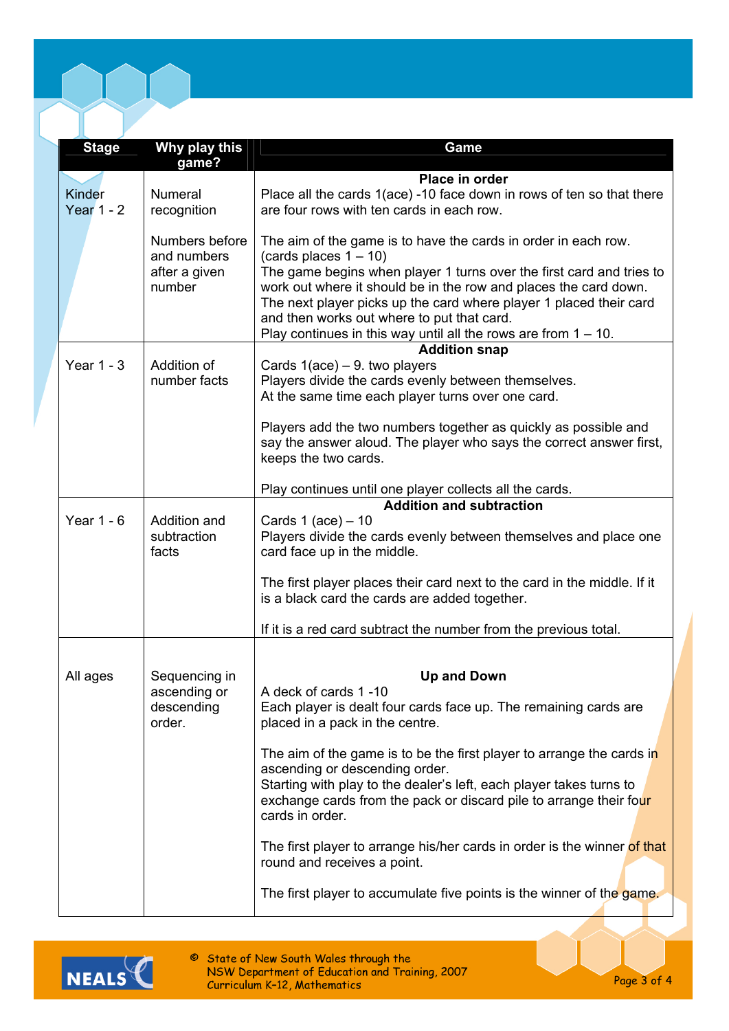| Stage | Why play this game? | Game |
|---|---|---|
| Kinder<br>Year 1 - 2 | Numeral recognition<br><br>Numbers before and numbers after a given number | **Place in order**<br>Place all the cards 1(ace) -10 face down in rows of ten so that there are four rows with ten cards in each row.<br><br>The aim of the game is to have the cards in order in each row. (cards places 1 – 10)<br>The game begins when player 1 turns over the first card and tries to work out where it should be in the row and places the card down.<br>The next player picks up the card where player 1 placed their card and then works out where to put that card.<br>Play continues in this way until all the rows are from 1 – 10. |
| Year 1 - 3 | Addition of number facts | **Addition snap**<br>Cards 1(ace) – 9. two players<br>Players divide the cards evenly between themselves.<br>At the same time each player turns over one card.<br><br>Players add the two numbers together as quickly as possible and say the answer aloud. The player who says the correct answer first, keeps the two cards.<br><br>Play continues until one player collects all the cards. |
| Year 1 - 6 | Addition and subtraction facts | **Addition and subtraction**<br>Cards 1 (ace) – 10<br>Players divide the cards evenly between themselves and place one card face up in the middle.<br><br>The first player places their card next to the card in the middle. If it is a black card the cards are added together.<br><br>If it is a red card subtract the number from the previous total. |
| All ages | Sequencing in ascending or descending order. | **Up and Down**<br>A deck of cards 1 -10<br>Each player is dealt four cards face up. The remaining cards are placed in a pack in the centre.<br><br>The aim of the game is to be the first player to arrange the cards in ascending or descending order.<br>Starting with play to the dealer's left, each player takes turns to exchange cards from the pack or discard pile to arrange their four cards in order.<br><br>The first player to arrange his/her cards in order is the winner of that round and receives a point.<br><br>The first player to accumulate five points is the winner of the game. |

© State of New South Wales through the NSW Department of Education and Training, 2007
Curriculum K-12, Mathematics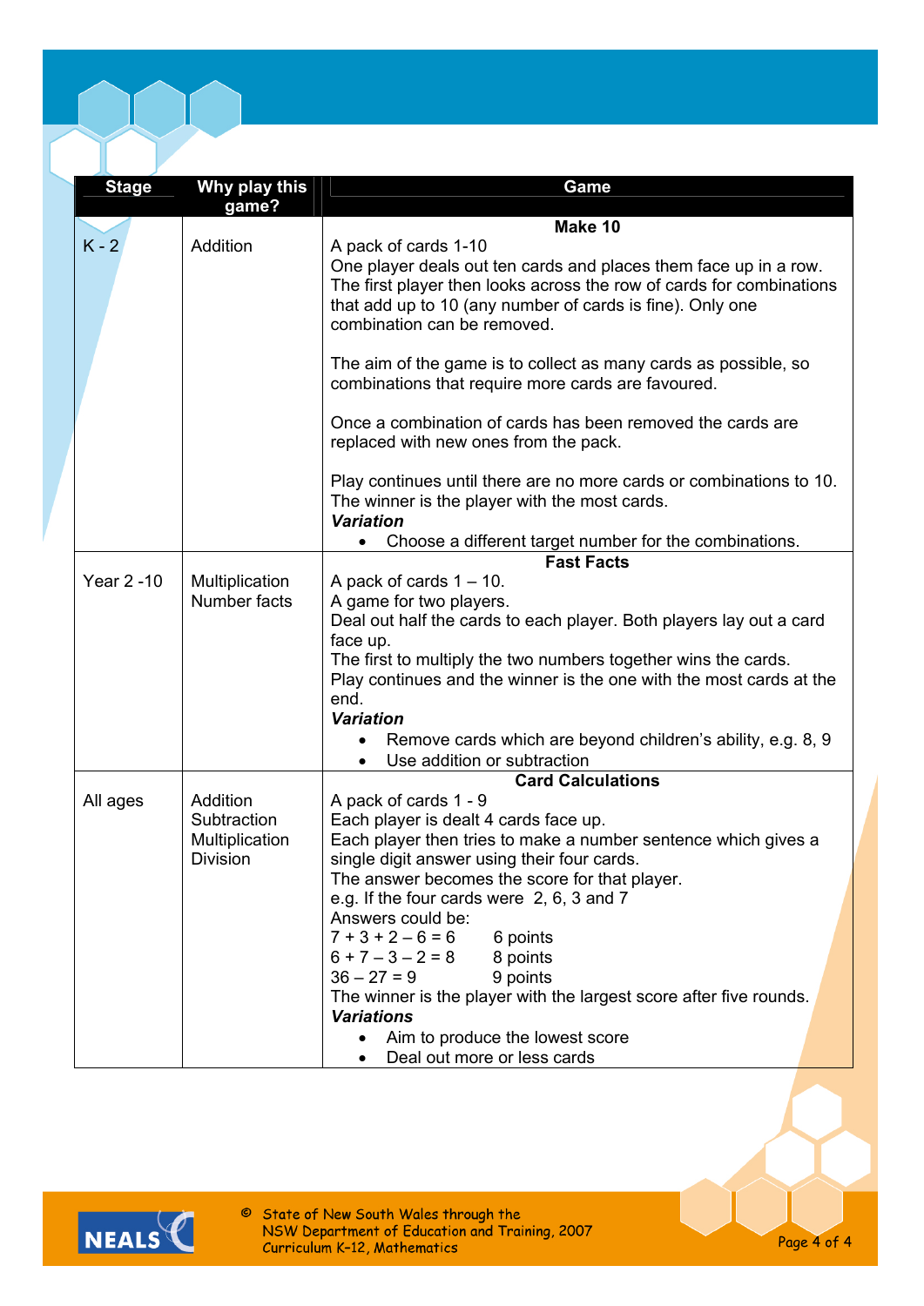| Stage | Why play this game? | Game |
|---|---|---|
| K - 2 | Addition | **Make 10**<br>A pack of cards 1-10<br>One player deals out ten cards and places them face up in a row. The first player then looks across the row of cards for combinations that add up to 10 (any number of cards is fine). Only one combination can be removed.<br><br>The aim of the game is to collect as many cards as possible, so combinations that require more cards are favoured.<br><br>Once a combination of cards has been removed the cards are replaced with new ones from the pack.<br><br>Play continues until there are no more cards or combinations to 10. The winner is the player with the most cards.<br>***Variation***<br>• Choose a different target number for the combinations. |
| Year 2 -10 | Multiplication<br>Number facts | **Fast Facts**<br>A pack of cards 1 – 10.<br>A game for two players.<br>Deal out half the cards to each player. Both players lay out a card face up.<br>The first to multiply the two numbers together wins the cards.<br>Play continues and the winner is the one with the most cards at the end.<br>***Variation***<br>• Remove cards which are beyond children's ability, e.g. 8, 9<br>• Use addition or subtraction |
| All ages | Addition<br>Subtraction<br>Multiplication<br>Division | **Card Calculations**<br>A pack of cards 1 - 9<br>Each player is dealt 4 cards face up.<br>Each player then tries to make a number sentence which gives a single digit answer using their four cards.<br>The answer becomes the score for that player.<br>e.g. If the four cards were 2, 6, 3 and 7<br>Answers could be:<br>$7 + 3 + 2 – 6 = 6$ 6 points<br>$6 + 7 – 3 – 2 = 8$ 8 points<br>$36 – 27 = 9$ 9 points<br>The winner is the player with the largest score after five rounds.<br>***Variations***<br>• Aim to produce the lowest score<br>• Deal out more or less cards |

© State of New South Wales through the NSW Department of Education and Training, 2007
Curriculum K-12, Mathematics